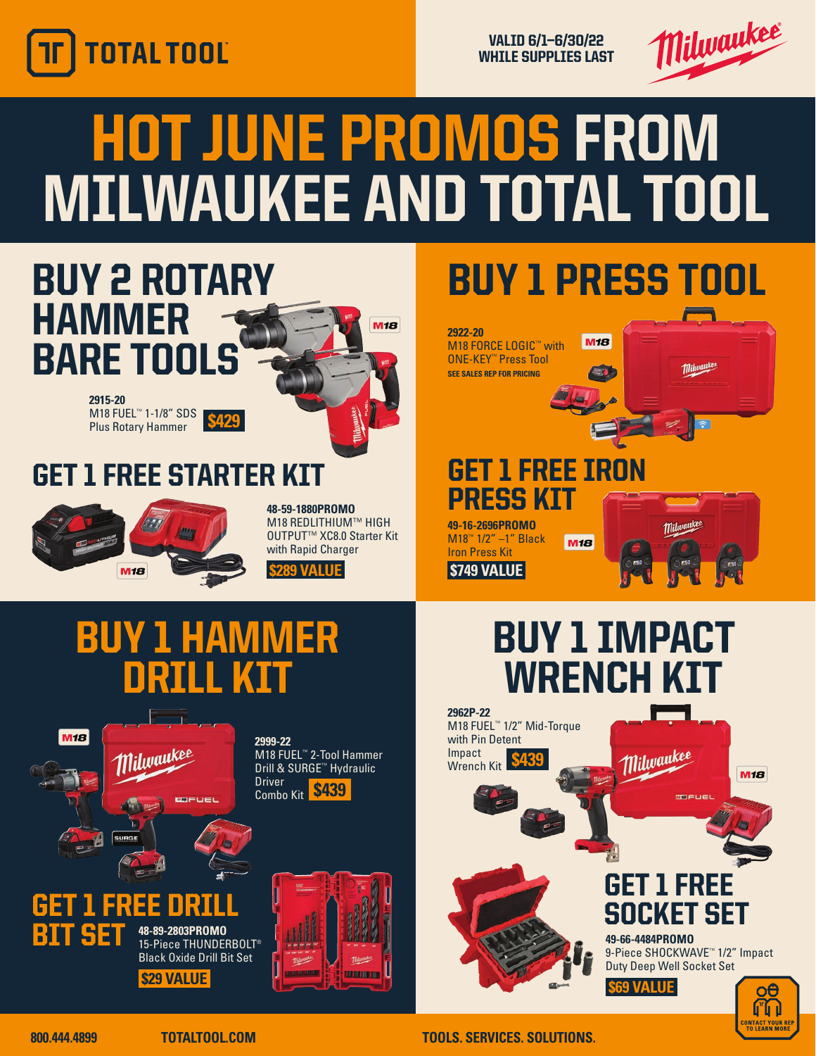TOTAL TOOL

VALID 6/1–6/30/22
WHILE SUPPLIES LAST

Milwaukee

# HOT JUNE PROMOS FROM MILWAUKEE AND TOTAL TOOL

## BUY 2 ROTARY HAMMER BARE TOOLS

M18

**2915-20**
M18 FUEL™ 1-1/8" SDS Plus Rotary Hammer **$429**

## GET 1 FREE STARTER KIT

M18

**48-59-1880PROMO**
M18 REDLITHIUM™ HIGH OUTPUT™ XC8.0 Starter Kit with Rapid Charger
**$289 VALUE**

## BUY 1 PRESS TOOL

**2922-20**
M18 FORCE LOGIC™ with ONE-KEY™ Press Tool
**SEE SALES REP FOR PRICING**

M18

## GET 1 FREE IRON PRESS KIT

**49-16-2696PROMO**
M18™ 1/2" –1" Black Iron Press Kit
**$749 VALUE**

M18

## BUY 1 HAMMER DRILL KIT

M18

**2999-22**
M18 FUEL™ 2-Tool Hammer Drill & SURGE™ Hydraulic Driver Combo Kit **$439**

## GET 1 FREE DRILL BIT SET

**48-89-2803PROMO**
15-Piece THUNDERBOLT® Black Oxide Drill Bit Set
**$29 VALUE**

## BUY 1 IMPACT WRENCH KIT

**2962P-22**
M18 FUEL™ 1/2" Mid-Torque with Pin Detent Impact Wrench Kit **$439**

M18

## GET 1 FREE SOCKET SET

**49-66-4484PROMO**
9-Piece SHOCKWAVE™ 1/2" Impact Duty Deep Well Socket Set
**$69 VALUE**

CONTACT YOUR REP TO LEARN MORE

800.444.4899 TOTALTOOL.COM TOOLS. SERVICES. SOLUTIONS.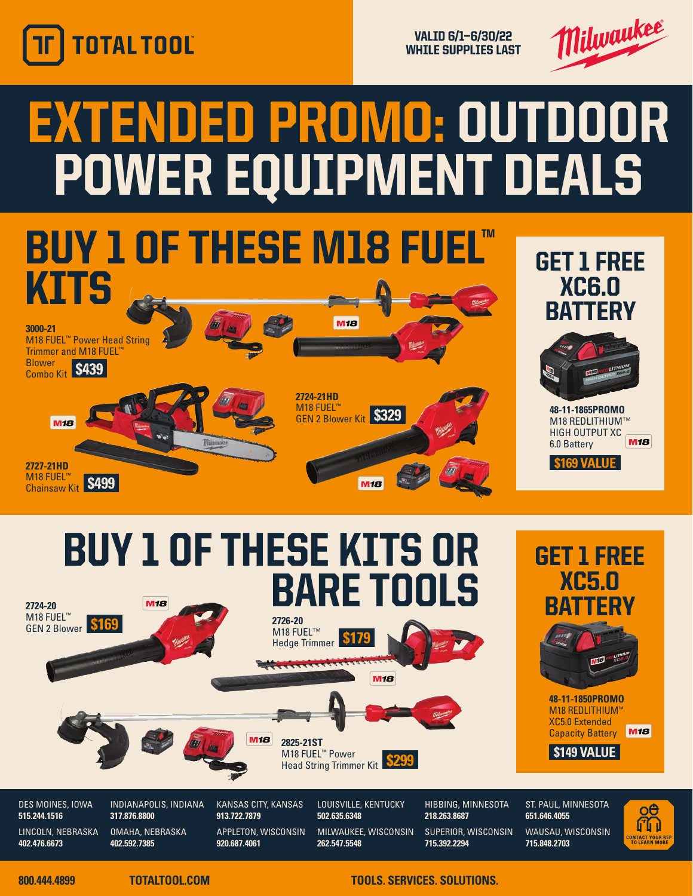TOTAL TOOL

VALID 6/1–6/30/22
WHILE SUPPLIES LAST

Milwaukee

# EXTENDED PROMO: OUTDOOR POWER EQUIPMENT DEALS

## BUY 1 OF THESE M18 FUEL™ KITS

**3000-21**
M18 FUEL™ Power Head String Trimmer and M18 FUEL™ Blower Combo Kit **$439**

**2724-21HD**
M18 FUEL™ GEN 2 Blower Kit **$329**

**2727-21HD**
M18 FUEL™ Chainsaw Kit **$499**

## GET 1 FREE XC6.0 BATTERY

**48-11-1865PROMO**
M18 REDLITHIUM™ HIGH OUTPUT XC 6.0 Battery

**$169 VALUE**

## BUY 1 OF THESE KITS OR BARE TOOLS

**2724-20**
M18 FUEL™ GEN 2 Blower **$169**

**2726-20**
M18 FUEL™ Hedge Trimmer **$179**

**2825-21ST**
M18 FUEL™ Power Head String Trimmer Kit **$299**

## GET 1 FREE XC5.0 BATTERY

**48-11-1850PROMO**
M18 REDLITHIUM™ XC5.0 Extended Capacity Battery

**$149 VALUE**

DES MOINES, IOWA **515.244.1516**
INDIANAPOLIS, INDIANA **317.876.8800**
KANSAS CITY, KANSAS **913.722.7879**
LOUISVILLE, KENTUCKY **502.635.6348**
HIBBING, MINNESOTA **218.263.8687**
ST. PAUL, MINNESOTA **651.646.4055**
LINCOLN, NEBRASKA **402.476.6673**
OMAHA, NEBRASKA **402.592.7385**
APPLETON, WISCONSIN **920.687.4061**
MILWAUKEE, WISCONSIN **262.547.5548**
SUPERIOR, WISCONSIN **715.392.2294**
WAUSAU, WISCONSIN **715.848.2703**

CONTACT YOUR REP TO LEARN MORE

**800.444.4899** **TOTALTOOL.COM** **TOOLS. SERVICES. SOLUTIONS.**